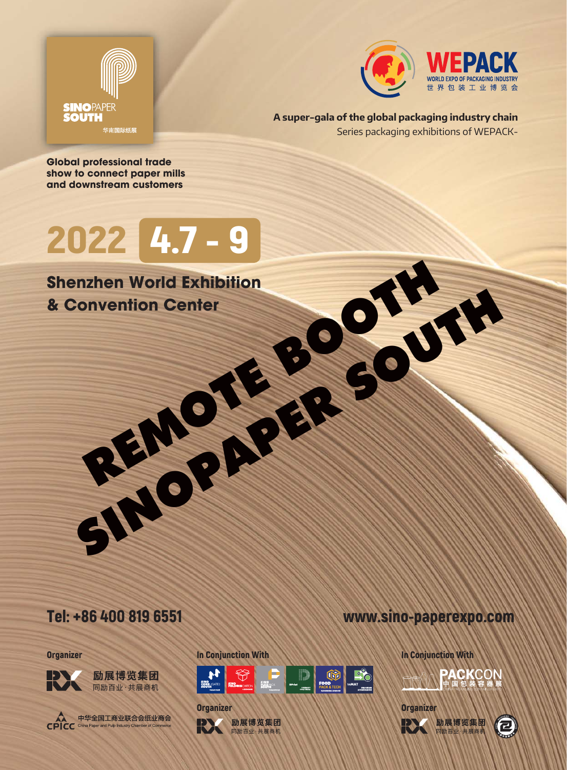**SINOPAPER SOUTH**
华南国际纸展

**WEPACK**
WORLD EXPO OF PACKAGING INDUSTRY
世界包装工业博览会

**A super-gala of the global packaging industry chain**
Series packaging exhibitions of WEPACK-

**Global professional trade show to connect paper mills and downstream customers**

# 2022 4.7 - 9

## Shenzhen World Exhibition & Convention Center

# REMOTE BOOTH SINOPAPER SOUTH

**Tel: +86 400 819 6551**

**www.sino-paperexpo.com**

**Organizer**

励展博览集团
同励百业·共展商机

中华全国工商业联合会纸业商会
China Paper and Pulp Industry Chamber of Commerce

**In Conjunction With**

SINO CORRUGATED SOUTH | SINO FOLDINGCARTON | SINO FLEXIPACK SOUTH | DPrint | FOOD PACK & TECH | InMAT

**Organizer**

励展博览集团
同励百业·共展商机

**In Conjunction With**

PACKCON
中国包装容器展

**Organizer**

励展博览集团
同励百业·共展商机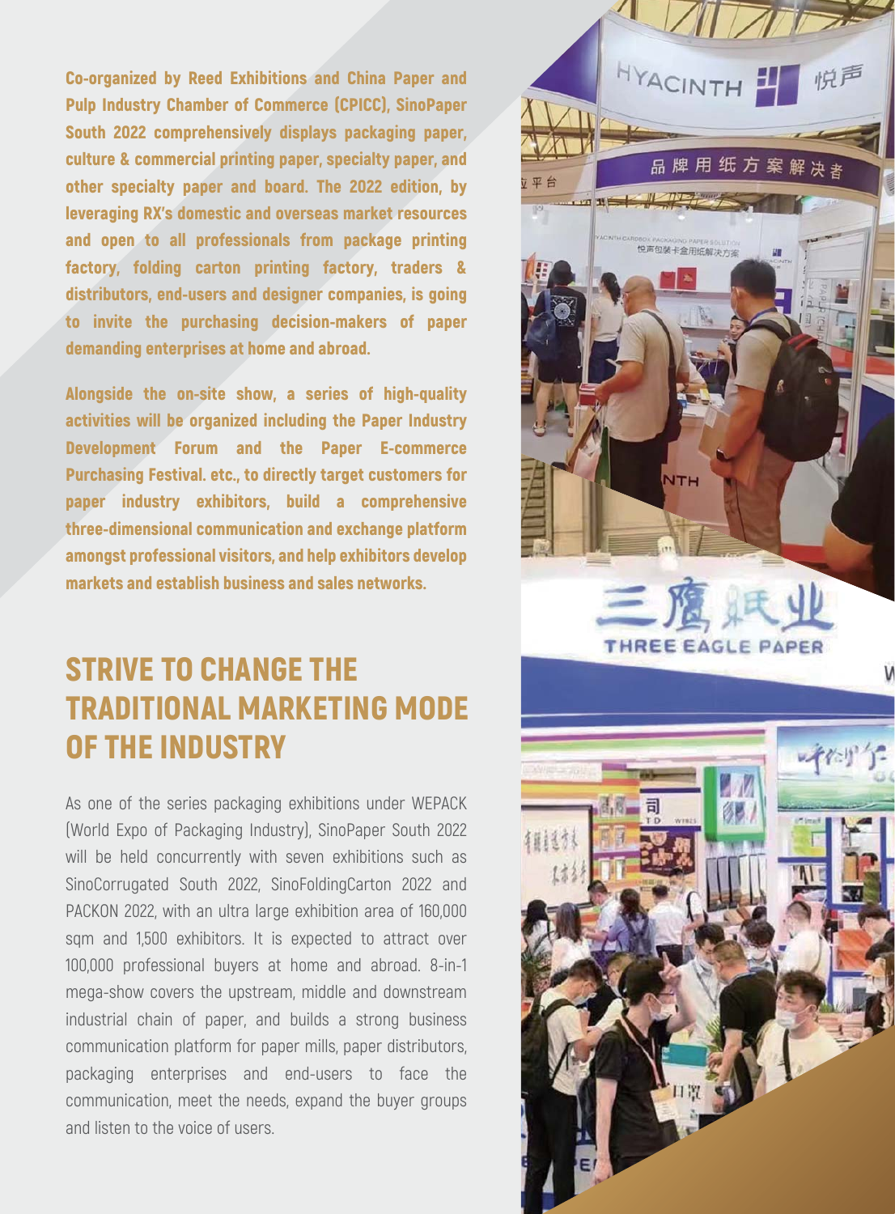**Co-organized by Reed Exhibitions and China Paper and Pulp Industry Chamber of Commerce (CPICC), SinoPaper South 2022 comprehensively displays packaging paper, culture & commercial printing paper, specialty paper, and other specialty paper and board. The 2022 edition, by leveraging RX's domestic and overseas market resources and open to all professionals from package printing factory, folding carton printing factory, traders & distributors, end-users and designer companies, is going to invite the purchasing decision-makers of paper demanding enterprises at home and abroad.**

**Alongside the on-site show, a series of high-quality activities will be organized including the Paper Industry Development Forum and the Paper E-commerce Purchasing Festival. etc., to directly target customers for paper industry exhibitors, build a comprehensive three-dimensional communication and exchange platform amongst professional visitors, and help exhibitors develop markets and establish business and sales networks.**

## STRIVE TO CHANGE THE TRADITIONAL MARKETING MODE OF THE INDUSTRY

As one of the series packaging exhibitions under WEPACK (World Expo of Packaging Industry), SinoPaper South 2022 will be held concurrently with seven exhibitions such as SinoCorrugated South 2022, SinoFoldingCarton 2022 and PACKON 2022, with an ultra large exhibition area of 160,000 sqm and 1,500 exhibitors. It is expected to attract over 100,000 professional buyers at home and abroad. 8-in-1 mega-show covers the upstream, middle and downstream industrial chain of paper, and builds a strong business communication platform for paper mills, paper distributors, packaging enterprises and end-users to face the communication, meet the needs, expand the buyer groups and listen to the voice of users.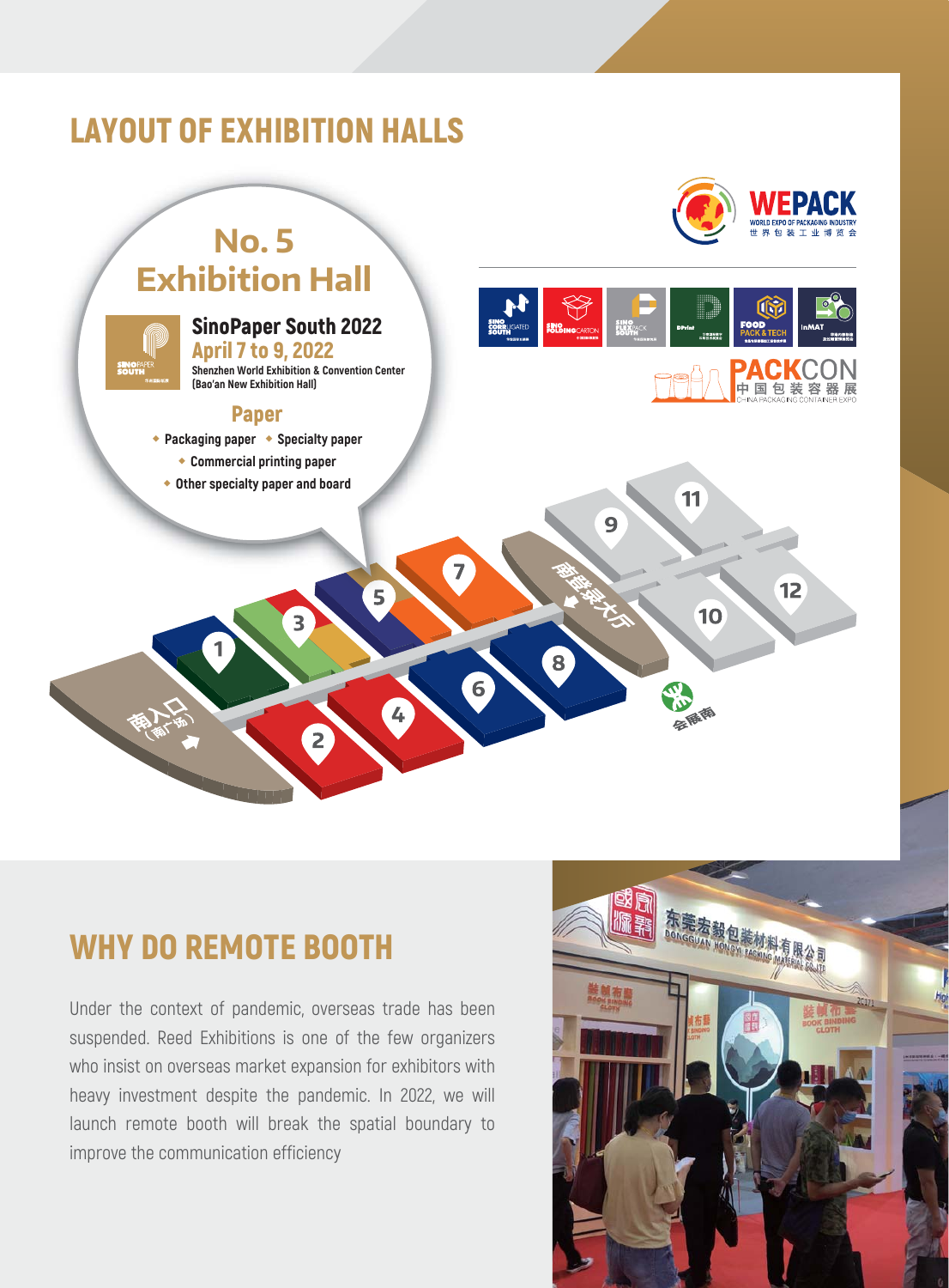# LAYOUT OF EXHIBITION HALLS

## No. 5 Exhibition Hall

**SinoPaper South 2022**

**April 7 to 9, 2022**

Shenzhen World Exhibition & Convention Center (Bao'an New Exhibition Hall)

### Paper

- Packaging paper
- Specialty paper
- Commercial printing paper
- Other specialty paper and board

WEPACK
WORLD EXPO OF PACKAGING INDUSTRY
世界包装工业博览会

PACKCON
中国包装容器展
CHINA PACKAGING CONTAINER EXPO

南入口（南广场）

南登录大厅

会展南

# WHY DO REMOTE BOOTH

Under the context of pandemic, overseas trade has been suspended. Reed Exhibitions is one of the few organizers who insist on overseas market expansion for exhibitors with heavy investment despite the pandemic. In 2022, we will launch remote booth will break the spatial boundary to improve the communication efficiency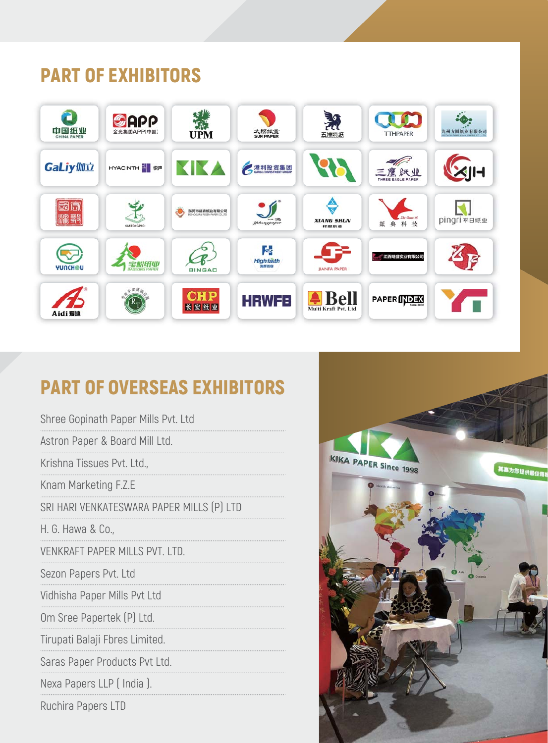## PART OF EXHIBITORS

## PART OF OVERSEAS EXHIBITORS

- Shree Gopinath Paper Mills Pvt. Ltd
- Astron Paper & Board Mill Ltd.
- Krishna Tissues Pvt. Ltd.,
- Knam Marketing F.Z.E
- SRI HARI VENKATESWARA PAPER MILLS (P) LTD
- H. G. Hawa & Co.,
- VENKRAFT PAPER MILLS PVT. LTD.
- Sezon Papers Pvt. Ltd
- Vidhisha Paper Mills Pvt Ltd
- Om Sree Papertek (P) Ltd.
- Tirupati Balaji Fbres Limited.
- Saras Paper Products Pvt Ltd.
- Nexa Papers LLP ( India ).
- Ruchira Papers LTD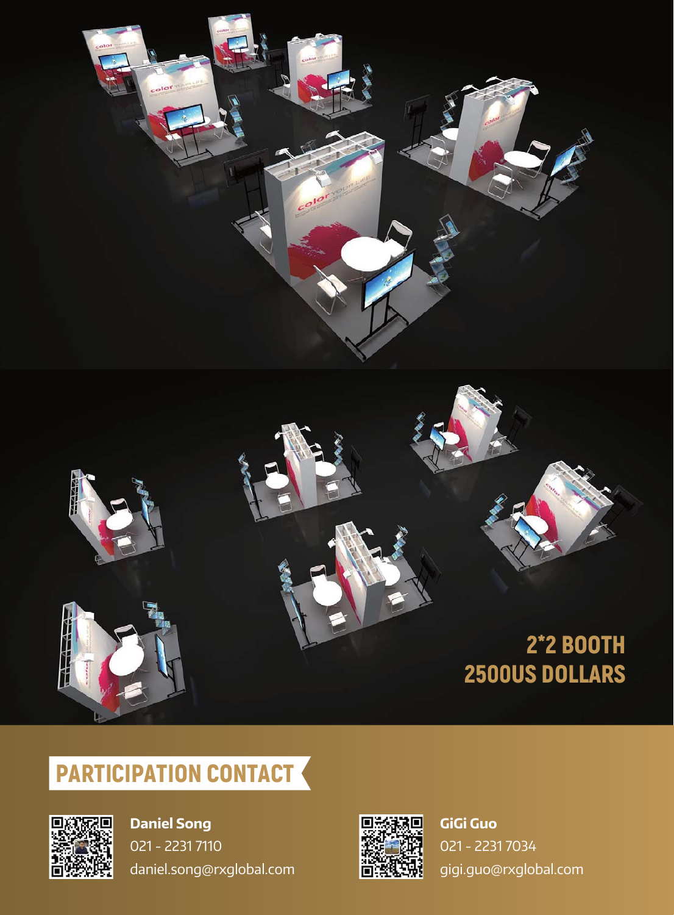**2*2 BOOTH**
**2500US DOLLARS**

## PARTICIPATION CONTACT

**Daniel Song**
021 - 2231 7110
daniel.song@rxglobal.com

**GiGi Guo**
021 - 2231 7034
gigi.guo@rxglobal.com